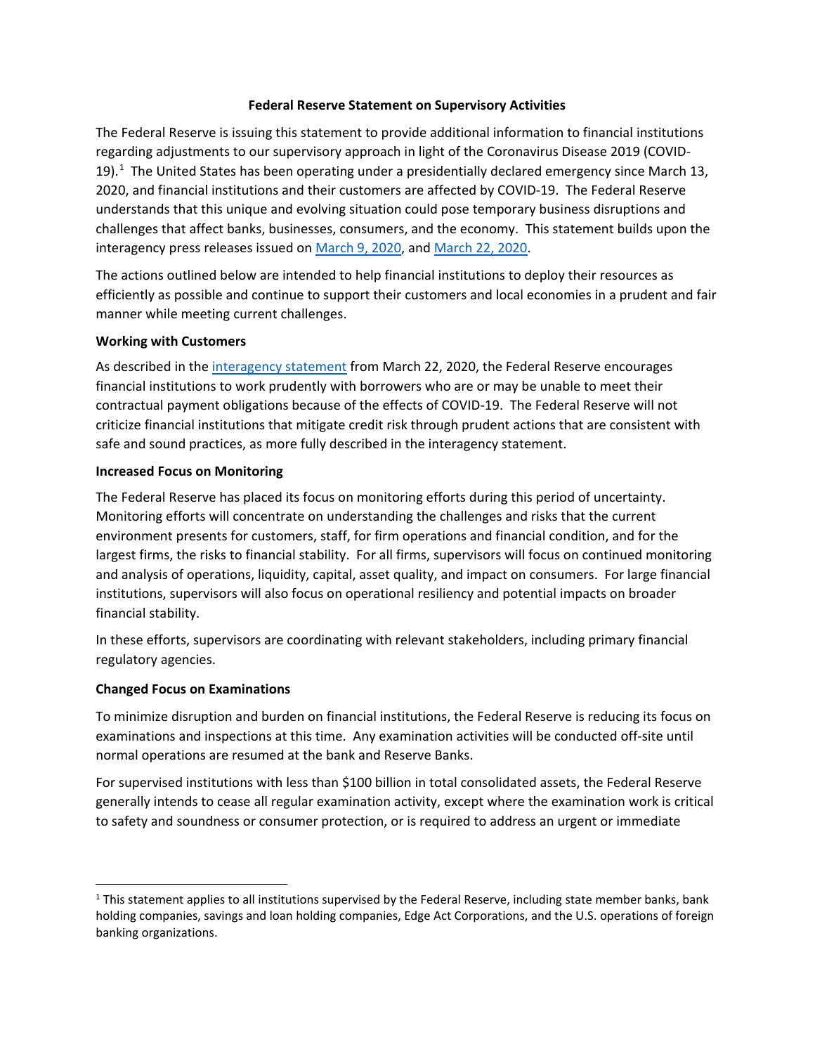# Federal Reserve Statement on Supervisory Activities

The Federal Reserve is issuing this statement to provide additional information to financial institutions regarding adjustments to our supervisory approach in light of the Coronavirus Disease 2019 (COVID-19).[1] The United States has been operating under a presidentially declared emergency since March 13, 2020, and financial institutions and their customers are affected by COVID-19. The Federal Reserve understands that this unique and evolving situation could pose temporary business disruptions and challenges that affect banks, businesses, consumers, and the economy. This statement builds upon the interagency press releases issued on March 9, 2020, and March 22, 2020.

The actions outlined below are intended to help financial institutions to deploy their resources as efficiently as possible and continue to support their customers and local economies in a prudent and fair manner while meeting current challenges.

**Working with Customers**

As described in the interagency statement from March 22, 2020, the Federal Reserve encourages financial institutions to work prudently with borrowers who are or may be unable to meet their contractual payment obligations because of the effects of COVID-19. The Federal Reserve will not criticize financial institutions that mitigate credit risk through prudent actions that are consistent with safe and sound practices, as more fully described in the interagency statement.

**Increased Focus on Monitoring**

The Federal Reserve has placed its focus on monitoring efforts during this period of uncertainty. Monitoring efforts will concentrate on understanding the challenges and risks that the current environment presents for customers, staff, for firm operations and financial condition, and for the largest firms, the risks to financial stability. For all firms, supervisors will focus on continued monitoring and analysis of operations, liquidity, capital, asset quality, and impact on consumers. For large financial institutions, supervisors will also focus on operational resiliency and potential impacts on broader financial stability.

In these efforts, supervisors are coordinating with relevant stakeholders, including primary financial regulatory agencies.

**Changed Focus on Examinations**

To minimize disruption and burden on financial institutions, the Federal Reserve is reducing its focus on examinations and inspections at this time. Any examination activities will be conducted off-site until normal operations are resumed at the bank and Reserve Banks.

For supervised institutions with less than $100 billion in total consolidated assets, the Federal Reserve generally intends to cease all regular examination activity, except where the examination work is critical to safety and soundness or consumer protection, or is required to address an urgent or immediate

[1] This statement applies to all institutions supervised by the Federal Reserve, including state member banks, bank holding companies, savings and loan holding companies, Edge Act Corporations, and the U.S. operations of foreign banking organizations.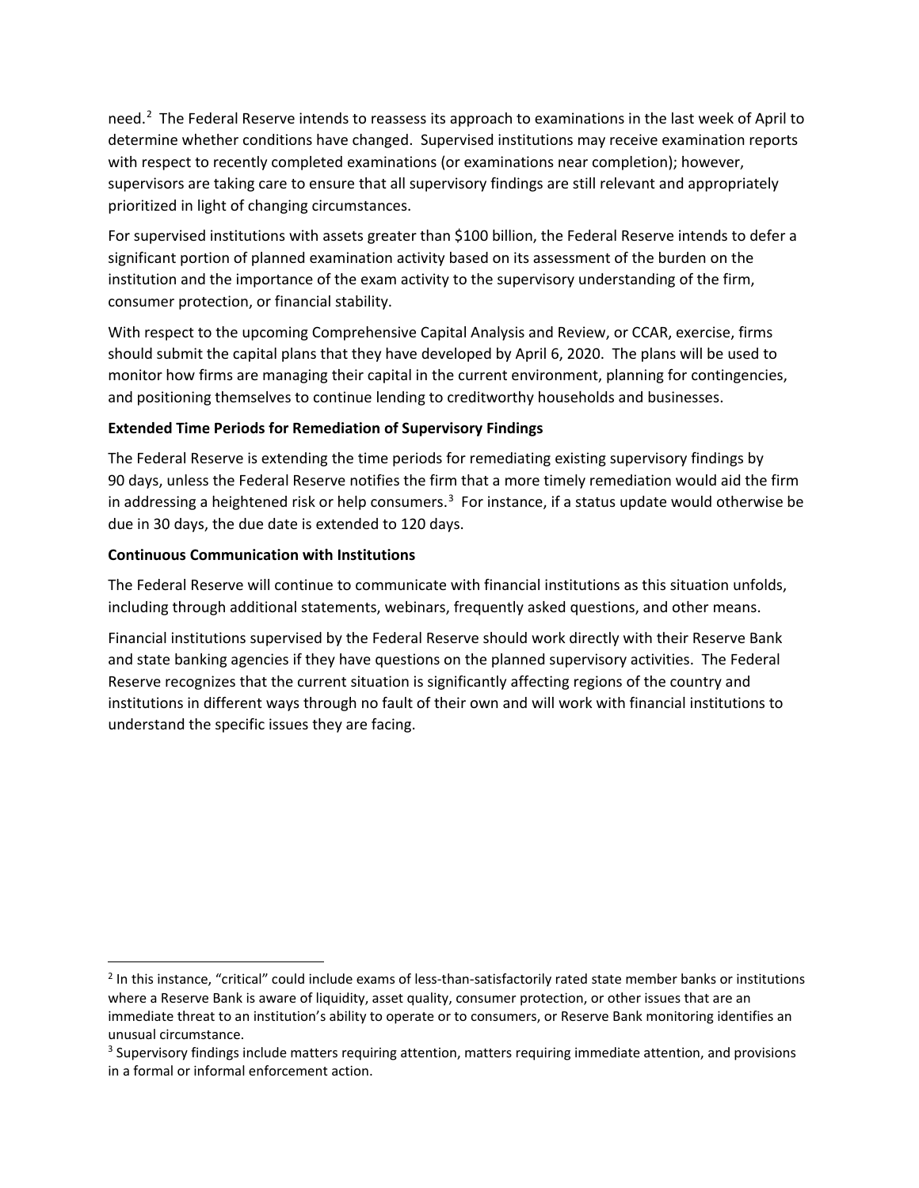need.[2] The Federal Reserve intends to reassess its approach to examinations in the last week of April to determine whether conditions have changed. Supervised institutions may receive examination reports with respect to recently completed examinations (or examinations near completion); however, supervisors are taking care to ensure that all supervisory findings are still relevant and appropriately prioritized in light of changing circumstances.

For supervised institutions with assets greater than $100 billion, the Federal Reserve intends to defer a significant portion of planned examination activity based on its assessment of the burden on the institution and the importance of the exam activity to the supervisory understanding of the firm, consumer protection, or financial stability.

With respect to the upcoming Comprehensive Capital Analysis and Review, or CCAR, exercise, firms should submit the capital plans that they have developed by April 6, 2020. The plans will be used to monitor how firms are managing their capital in the current environment, planning for contingencies, and positioning themselves to continue lending to creditworthy households and businesses.

**Extended Time Periods for Remediation of Supervisory Findings**

The Federal Reserve is extending the time periods for remediating existing supervisory findings by 90 days, unless the Federal Reserve notifies the firm that a more timely remediation would aid the firm in addressing a heightened risk or help consumers.[3] For instance, if a status update would otherwise be due in 30 days, the due date is extended to 120 days.

**Continuous Communication with Institutions**

The Federal Reserve will continue to communicate with financial institutions as this situation unfolds, including through additional statements, webinars, frequently asked questions, and other means.

Financial institutions supervised by the Federal Reserve should work directly with their Reserve Bank and state banking agencies if they have questions on the planned supervisory activities. The Federal Reserve recognizes that the current situation is significantly affecting regions of the country and institutions in different ways through no fault of their own and will work with financial institutions to understand the specific issues they are facing.

[2] In this instance, "critical" could include exams of less-than-satisfactorily rated state member banks or institutions where a Reserve Bank is aware of liquidity, asset quality, consumer protection, or other issues that are an immediate threat to an institution's ability to operate or to consumers, or Reserve Bank monitoring identifies an unusual circumstance.

[3] Supervisory findings include matters requiring attention, matters requiring immediate attention, and provisions in a formal or informal enforcement action.